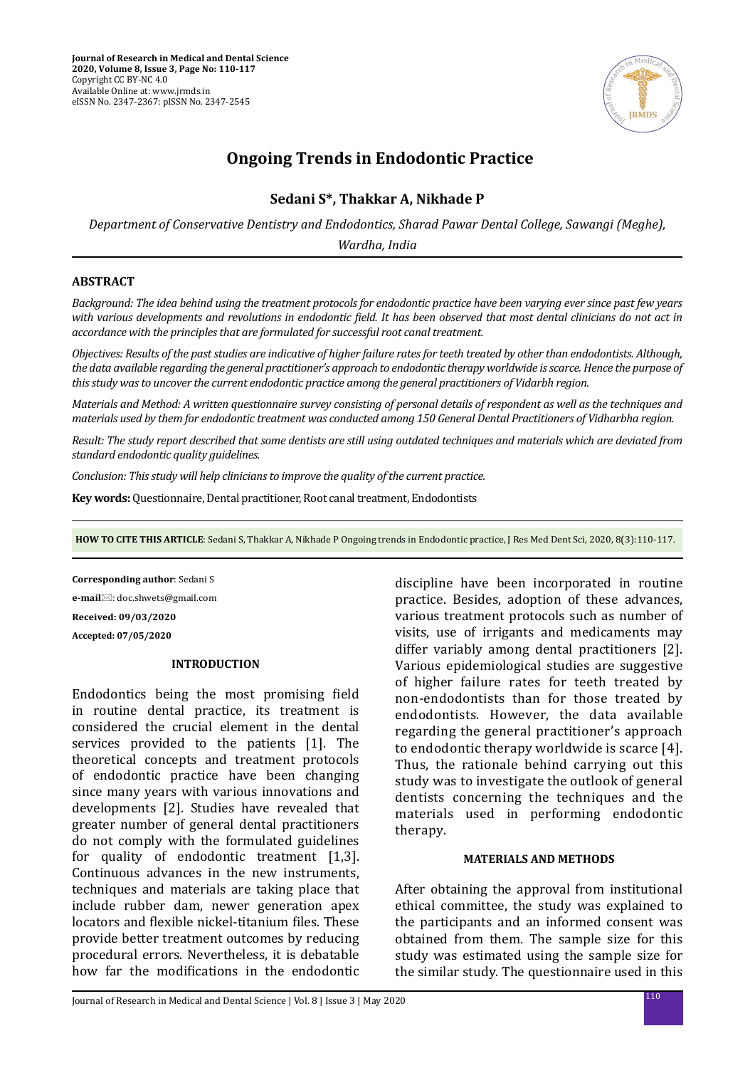Journal of Research in Medical and Dental Science
2020, Volume 8, Issue 3, Page No: 110-117
Copyright CC BY-NC 4.0
Available Online at: www.jrmds.in
eISSN No. 2347-2367: pISSN No. 2347-2545

# Ongoing Trends in Endodontic Practice

**Sedani S\*, Thakkar A, Nikhade P**

*Department of Conservative Dentistry and Endodontics, Sharad Pawar Dental College, Sawangi (Meghe), Wardha, India*

## ABSTRACT

*Background: The idea behind using the treatment protocols for endodontic practice have been varying ever since past few years with various developments and revolutions in endodontic field. It has been observed that most dental clinicians do not act in accordance with the principles that are formulated for successful root canal treatment.*

*Objectives: Results of the past studies are indicative of higher failure rates for teeth treated by other than endodontists. Although, the data available regarding the general practitioner's approach to endodontic therapy worldwide is scarce. Hence the purpose of this study was to uncover the current endodontic practice among the general practitioners of Vidarbh region.*

*Materials and Method: A written questionnaire survey consisting of personal details of respondent as well as the techniques and materials used by them for endodontic treatment was conducted among 150 General Dental Practitioners of Vidharbha region.*

*Result: The study report described that some dentists are still using outdated techniques and materials which are deviated from standard endodontic quality guidelines.*

*Conclusion: This study will help clinicians to improve the quality of the current practice.*

**Key words:** Questionnaire, Dental practitioner, Root canal treatment, Endodontists

**HOW TO CITE THIS ARTICLE**: Sedani S, Thakkar A, Nikhade P Ongoing trends in Endodontic practice, J Res Med Dent Sci, 2020, 8(3):110-117.

**Corresponding author**: Sedani S

**e-mail**: doc.shwets@gmail.com

**Received: 09/03/2020**

**Accepted: 07/05/2020**

## INTRODUCTION

Endodontics being the most promising field in routine dental practice, its treatment is considered the crucial element in the dental services provided to the patients [1]. The theoretical concepts and treatment protocols of endodontic practice have been changing since many years with various innovations and developments [2]. Studies have revealed that greater number of general dental practitioners do not comply with the formulated guidelines for quality of endodontic treatment [1,3]. Continuous advances in the new instruments, techniques and materials are taking place that include rubber dam, newer generation apex locators and flexible nickel-titanium files. These provide better treatment outcomes by reducing procedural errors. Nevertheless, it is debatable how far the modifications in the endodontic discipline have been incorporated in routine practice. Besides, adoption of these advances, various treatment protocols such as number of visits, use of irrigants and medicaments may differ variably among dental practitioners [2]. Various epidemiological studies are suggestive of higher failure rates for teeth treated by non-endodontists than for those treated by endodontists. However, the data available regarding the general practitioner's approach to endodontic therapy worldwide is scarce [4]. Thus, the rationale behind carrying out this study was to investigate the outlook of general dentists concerning the techniques and the materials used in performing endodontic therapy.

## MATERIALS AND METHODS

After obtaining the approval from institutional ethical committee, the study was explained to the participants and an informed consent was obtained from them. The sample size for this study was estimated using the sample size for the similar study. The questionnaire used in this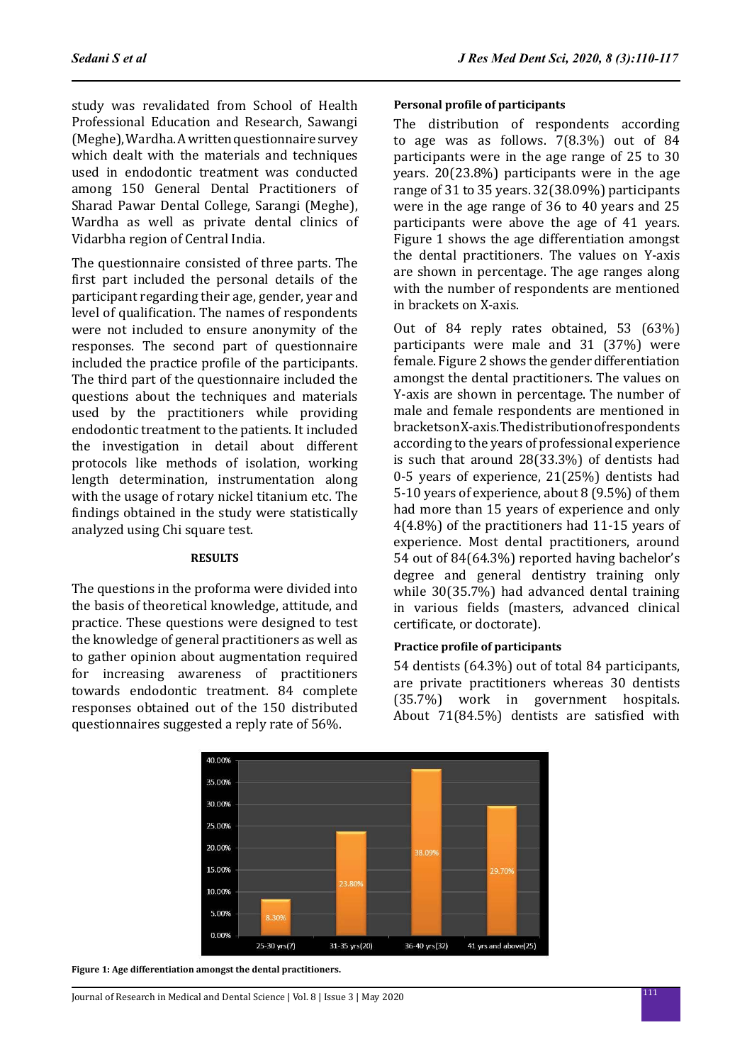study was revalidated from School of Health Professional Education and Research, Sawangi (Meghe), Wardha. A written questionnaire survey which dealt with the materials and techniques used in endodontic treatment was conducted among 150 General Dental Practitioners of Sharad Pawar Dental College, Sarangi (Meghe), Wardha as well as private dental clinics of Vidarbha region of Central India.

The questionnaire consisted of three parts. The first part included the personal details of the participant regarding their age, gender, year and level of qualification. The names of respondents were not included to ensure anonymity of the responses. The second part of questionnaire included the practice profile of the participants. The third part of the questionnaire included the questions about the techniques and materials used by the practitioners while providing endodontic treatment to the patients. It included the investigation in detail about different protocols like methods of isolation, working length determination, instrumentation along with the usage of rotary nickel titanium etc. The findings obtained in the study were statistically analyzed using Chi square test.

## RESULTS

The questions in the proforma were divided into the basis of theoretical knowledge, attitude, and practice. These questions were designed to test the knowledge of general practitioners as well as to gather opinion about augmentation required for increasing awareness of practitioners towards endodontic treatment. 84 complete responses obtained out of the 150 distributed questionnaires suggested a reply rate of 56%.

### Personal profile of participants

The distribution of respondents according to age was as follows. 7(8.3%) out of 84 participants were in the age range of 25 to 30 years. 20(23.8%) participants were in the age range of 31 to 35 years. 32(38.09%) participants were in the age range of 36 to 40 years and 25 participants were above the age of 41 years. Figure 1 shows the age differentiation amongst the dental practitioners. The values on Y-axis are shown in percentage. The age ranges along with the number of respondents are mentioned in brackets on X-axis.

Out of 84 reply rates obtained, 53 (63%) participants were male and 31 (37%) were female. Figure 2 shows the gender differentiation amongst the dental practitioners. The values on Y-axis are shown in percentage. The number of male and female respondents are mentioned in brackets on X-axis. The distribution of respondents according to the years of professional experience is such that around 28(33.3%) of dentists had 0-5 years of experience, 21(25%) dentists had 5-10 years of experience, about 8 (9.5%) of them had more than 15 years of experience and only 4(4.8%) of the practitioners had 11-15 years of experience. Most dental practitioners, around 54 out of 84(64.3%) reported having bachelor's degree and general dentistry training only while 30(35.7%) had advanced dental training in various fields (masters, advanced clinical certificate, or doctorate).

### Practice profile of participants

54 dentists (64.3%) out of total 84 participants, are private practitioners whereas 30 dentists (35.7%) work in government hospitals. About 71(84.5%) dentists are satisfied with

**Figure 1: Age differentiation amongst the dental practitioners.**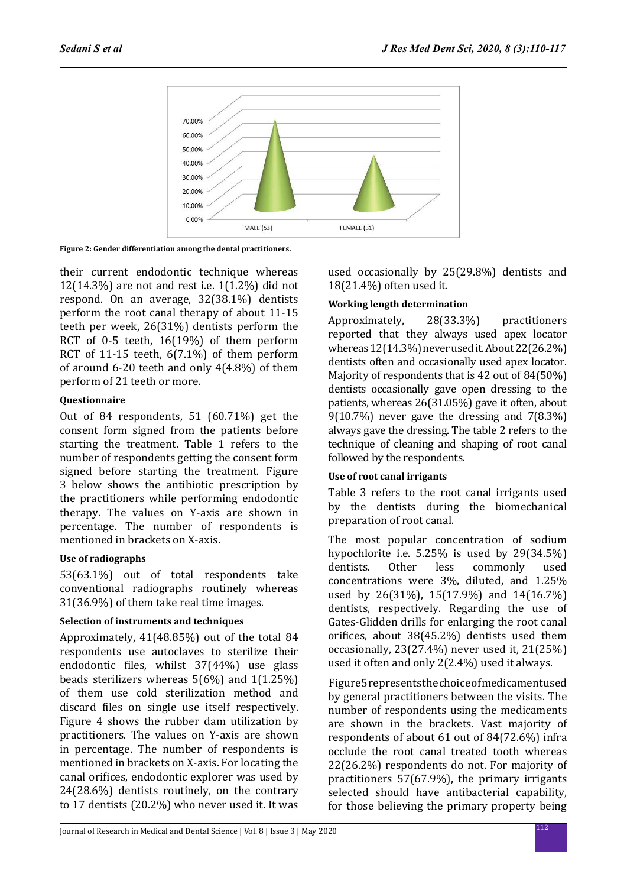Figure 2: Gender differentiation among the dental practitioners.

their current endodontic technique whereas 12(14.3%) are not and rest i.e. 1(1.2%) did not respond. On an average, 32(38.1%) dentists perform the root canal therapy of about 11-15 teeth per week, 26(31%) dentists perform the RCT of 0-5 teeth, 16(19%) of them perform RCT of 11-15 teeth, 6(7.1%) of them perform of around 6-20 teeth and only 4(4.8%) of them perform of 21 teeth or more.

#### Questionnaire

Out of 84 respondents, 51 (60.71%) get the consent form signed from the patients before starting the treatment. Table 1 refers to the number of respondents getting the consent form signed before starting the treatment. Figure 3 below shows the antibiotic prescription by the practitioners while performing endodontic therapy. The values on Y-axis are shown in percentage. The number of respondents is mentioned in brackets on X-axis.

#### Use of radiographs

53(63.1%) out of total respondents take conventional radiographs routinely whereas 31(36.9%) of them take real time images.

#### Selection of instruments and techniques

Approximately, 41(48.85%) out of the total 84 respondents use autoclaves to sterilize their endodontic files, whilst 37(44%) use glass beads sterilizers whereas 5(6%) and 1(1.25%) of them use cold sterilization method and discard files on single use itself respectively. Figure 4 shows the rubber dam utilization by practitioners. The values on Y-axis are shown in percentage. The number of respondents is mentioned in brackets on X-axis. For locating the canal orifices, endodontic explorer was used by 24(28.6%) dentists routinely, on the contrary to 17 dentists (20.2%) who never used it. It was used occasionally by 25(29.8%) dentists and 18(21.4%) often used it.

#### Working length determination

Approximately, 28(33.3%) practitioners reported that they always used apex locator whereas 12(14.3%) never used it. About 22(26.2%) dentists often and occasionally used apex locator. Majority of respondents that is 42 out of 84(50%) dentists occasionally gave open dressing to the patients, whereas 26(31.05%) gave it often, about 9(10.7%) never gave the dressing and 7(8.3%) always gave the dressing. The table 2 refers to the technique of cleaning and shaping of root canal followed by the respondents.

#### Use of root canal irrigants

Table 3 refers to the root canal irrigants used by the dentists during the biomechanical preparation of root canal.

The most popular concentration of sodium hypochlorite i.e. 5.25% is used by 29(34.5%) dentists. Other less commonly used concentrations were 3%, diluted, and 1.25% used by 26(31%), 15(17.9%) and 14(16.7%) dentists, respectively. Regarding the use of Gates-Glidden drills for enlarging the root canal orifices, about 38(45.2%) dentists used them occasionally, 23(27.4%) never used it, 21(25%) used it often and only 2(2.4%) used it always.

Figure 5 represents the choice of medicament used by general practitioners between the visits. The number of respondents using the medicaments are shown in the brackets. Vast majority of respondents of about 61 out of 84(72.6%) infra occlude the root canal treated tooth whereas 22(26.2%) respondents do not. For majority of practitioners 57(67.9%), the primary irrigants selected should have antibacterial capability, for those believing the primary property being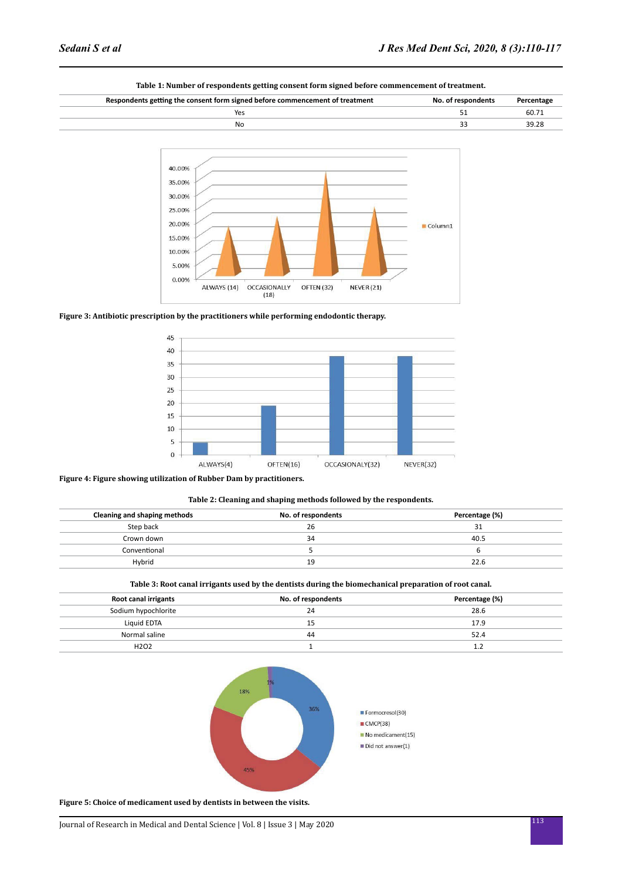**Table 1: Number of respondents getting consent form signed before commencement of treatment.**

| Respondents getting the consent form signed before commencement of treatment | No. of respondents | Percentage |
|---|---|---|
| Yes | 51 | 60.71 |
| No | 33 | 39.28 |

**Figure 3: Antibiotic prescription by the practitioners while performing endodontic therapy.**

**Figure 4: Figure showing utilization of Rubber Dam by practitioners.**

**Table 2: Cleaning and shaping methods followed by the respondents.**

| Cleaning and shaping methods | No. of respondents | Percentage (%) |
|---|---|---|
| Step back | 26 | 31 |
| Crown down | 34 | 40.5 |
| Conventional | 5 | 6 |
| Hybrid | 19 | 22.6 |

**Table 3: Root canal irrigants used by the dentists during the biomechanical preparation of root canal.**

| Root canal irrigants | No. of respondents | Percentage (%) |
|---|---|---|
| Sodium hypochlorite | 24 | 28.6 |
| Liquid EDTA | 15 | 17.9 |
| Normal saline | 44 | 52.4 |
| $H_2O_2$ | 1 | 1.2 |

**Figure 5: Choice of medicament used by dentists in between the visits.**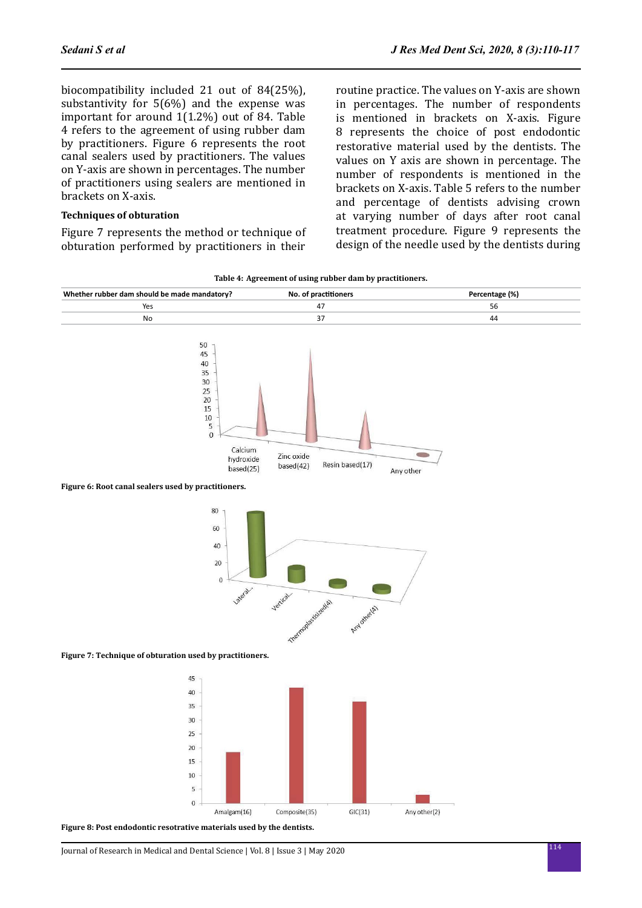biocompatibility included 21 out of 84(25%), substantivity for 5(6%) and the expense was important for around 1(1.2%) out of 84. Table 4 refers to the agreement of using rubber dam by practitioners. Figure 6 represents the root canal sealers used by practitioners. The values on Y-axis are shown in percentages. The number of practitioners using sealers are mentioned in brackets on X-axis.

### Techniques of obturation

Figure 7 represents the method or technique of obturation performed by practitioners in their routine practice. The values on Y-axis are shown in percentages. The number of respondents is mentioned in brackets on X-axis. Figure 8 represents the choice of post endodontic restorative material used by the dentists. The values on Y axis are shown in percentage. The number of respondents is mentioned in the brackets on X-axis. Table 5 refers to the number and percentage of dentists advising crown at varying number of days after root canal treatment procedure. Figure 9 represents the design of the needle used by the dentists during

**Table 4: Agreement of using rubber dam by practitioners.**

| Whether rubber dam should be made mandatory? | No. of practitioners | Percentage (%) |
|---|---|---|
| Yes | 47 | 56 |
| No | 37 | 44 |

**Figure 6: Root canal sealers used by practitioners.**

**Figure 7: Technique of obturation used by practitioners.**

**Figure 8: Post endodontic resotrative materials used by the dentists.**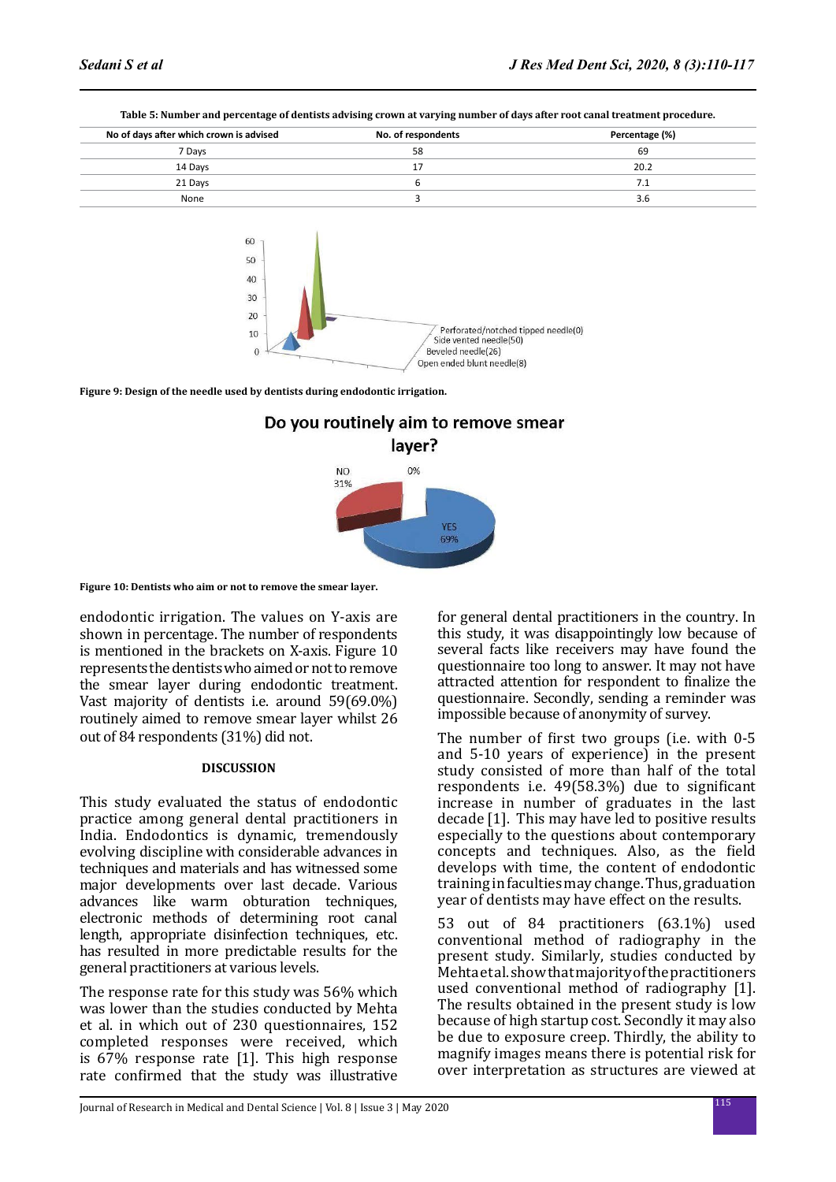Table 5: Number and percentage of dentists advising crown at varying number of days after root canal treatment procedure.

| No of days after which crown is advised | No. of respondents | Percentage (%) |
|---|---|---|
| 7 Days | 58 | 69 |
| 14 Days | 17 | 20.2 |
| 21 Days | 6 | 7.1 |
| None | 3 | 3.6 |

**Figure 9: Design of the needle used by dentists during endodontic irrigation.**

**Figure 10: Dentists who aim or not to remove the smear layer.**

endodontic irrigation. The values on Y-axis are shown in percentage. The number of respondents is mentioned in the brackets on X-axis. Figure 10 represents the dentists who aimed or not to remove the smear layer during endodontic treatment. Vast majority of dentists i.e. around 59(69.0%) routinely aimed to remove smear layer whilst 26 out of 84 respondents (31%) did not.

## DISCUSSION

This study evaluated the status of endodontic practice among general dental practitioners in India. Endodontics is dynamic, tremendously evolving discipline with considerable advances in techniques and materials and has witnessed some major developments over last decade. Various advances like warm obturation techniques, electronic methods of determining root canal length, appropriate disinfection techniques, etc. has resulted in more predictable results for the general practitioners at various levels.

The response rate for this study was 56% which was lower than the studies conducted by Mehta et al. in which out of 230 questionnaires, 152 completed responses were received, which is 67% response rate [1]. This high response rate confirmed that the study was illustrative for general dental practitioners in the country. In this study, it was disappointingly low because of several facts like receivers may have found the questionnaire too long to answer. It may not have attracted attention for respondent to finalize the questionnaire. Secondly, sending a reminder was impossible because of anonymity of survey.

The number of first two groups (i.e. with 0-5 and 5-10 years of experience) in the present study consisted of more than half of the total respondents i.e. 49(58.3%) due to significant increase in number of graduates in the last decade [1]. This may have led to positive results especially to the questions about contemporary concepts and techniques. Also, as the field develops with time, the content of endodontic training in faculties may change. Thus, graduation year of dentists may have effect on the results.

53 out of 84 practitioners (63.1%) used conventional method of radiography in the present study. Similarly, studies conducted by Mehta et al. show that majority of the practitioners used conventional method of radiography [1]. The results obtained in the present study is low because of high startup cost. Secondly it may also be due to exposure creep. Thirdly, the ability to magnify images means there is potential risk for over interpretation as structures are viewed at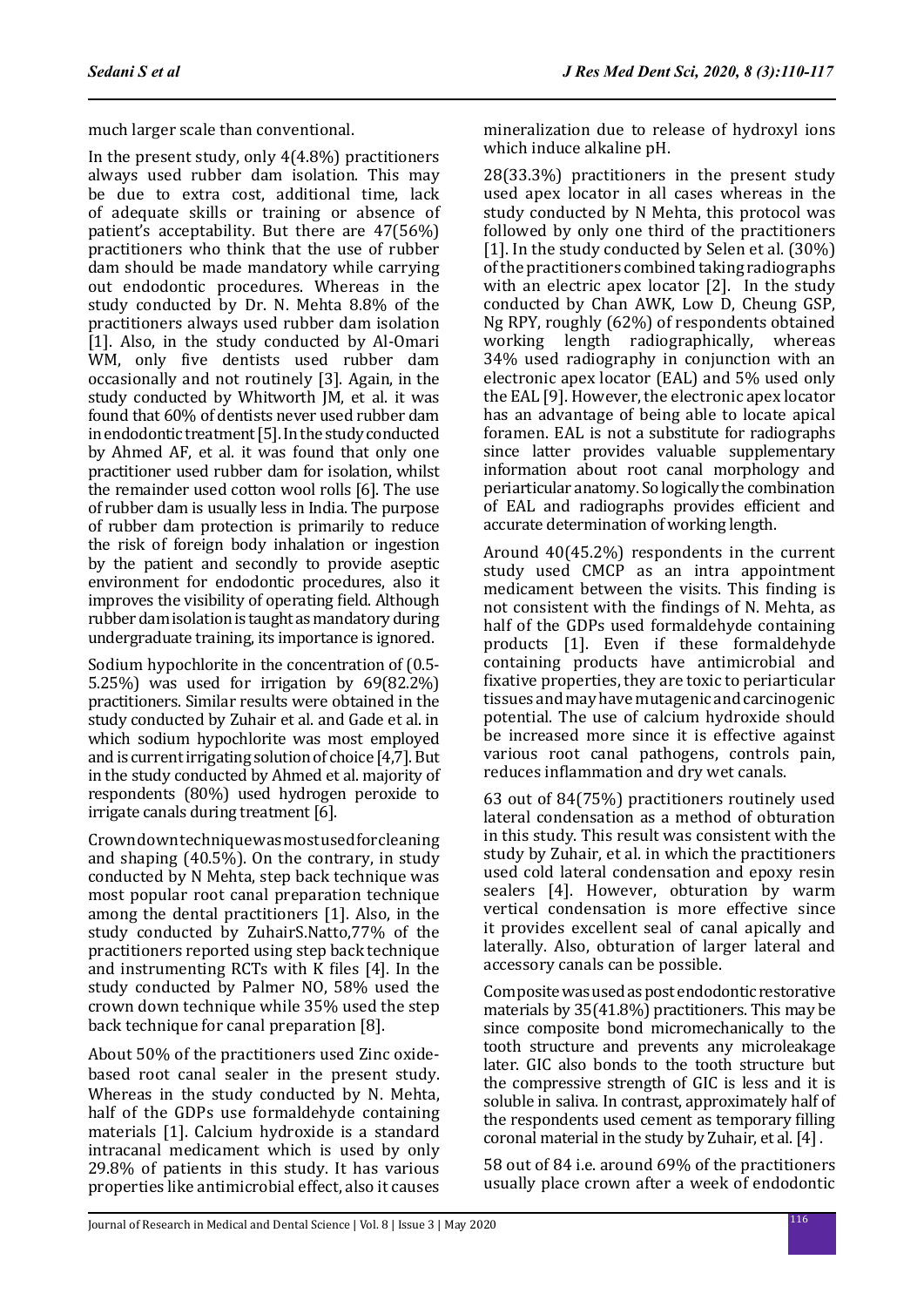much larger scale than conventional.

In the present study, only 4(4.8%) practitioners always used rubber dam isolation. This may be due to extra cost, additional time, lack of adequate skills or training or absence of patient's acceptability. But there are 47(56%) practitioners who think that the use of rubber dam should be made mandatory while carrying out endodontic procedures. Whereas in the study conducted by Dr. N. Mehta 8.8% of the practitioners always used rubber dam isolation [1]. Also, in the study conducted by Al-Omari WM, only five dentists used rubber dam occasionally and not routinely [3]. Again, in the study conducted by Whitworth JM, et al. it was found that 60% of dentists never used rubber dam in endodontic treatment [5]. In the study conducted by Ahmed AF, et al. it was found that only one practitioner used rubber dam for isolation, whilst the remainder used cotton wool rolls [6]. The use of rubber dam is usually less in India. The purpose of rubber dam protection is primarily to reduce the risk of foreign body inhalation or ingestion by the patient and secondly to provide aseptic environment for endodontic procedures, also it improves the visibility of operating field. Although rubber dam isolation is taught as mandatory during undergraduate training, its importance is ignored.

Sodium hypochlorite in the concentration of (0.5-5.25%) was used for irrigation by 69(82.2%) practitioners. Similar results were obtained in the study conducted by Zuhair et al. and Gade et al. in which sodium hypochlorite was most employed and is current irrigating solution of choice [4,7]. But in the study conducted by Ahmed et al. majority of respondents (80%) used hydrogen peroxide to irrigate canals during treatment [6].

Crown down technique was most used for cleaning and shaping (40.5%). On the contrary, in study conducted by N Mehta, step back technique was most popular root canal preparation technique among the dental practitioners [1]. Also, in the study conducted by ZuhairS.Natto,77% of the practitioners reported using step back technique and instrumenting RCTs with K files [4]. In the study conducted by Palmer NO, 58% used the crown down technique while 35% used the step back technique for canal preparation [8].

About 50% of the practitioners used Zinc oxide-based root canal sealer in the present study. Whereas in the study conducted by N. Mehta, half of the GDPs use formaldehyde containing materials [1]. Calcium hydroxide is a standard intracanal medicament which is used by only 29.8% of patients in this study. It has various properties like antimicrobial effect, also it causes mineralization due to release of hydroxyl ions which induce alkaline pH.

28(33.3%) practitioners in the present study used apex locator in all cases whereas in the study conducted by N Mehta, this protocol was followed by only one third of the practitioners [1]. In the study conducted by Selen et al. (30%) of the practitioners combined taking radiographs with an electric apex locator [2]. In the study conducted by Chan AWK, Low D, Cheung GSP, Ng RPY, roughly (62%) of respondents obtained working length radiographically, whereas 34% used radiography in conjunction with an electronic apex locator (EAL) and 5% used only the EAL [9]. However, the electronic apex locator has an advantage of being able to locate apical foramen. EAL is not a substitute for radiographs since latter provides valuable supplementary information about root canal morphology and periarticular anatomy. So logically the combination of EAL and radiographs provides efficient and accurate determination of working length.

Around 40(45.2%) respondents in the current study used CMCP as an intra appointment medicament between the visits. This finding is not consistent with the findings of N. Mehta, as half of the GDPs used formaldehyde containing products [1]. Even if these formaldehyde containing products have antimicrobial and fixative properties, they are toxic to periarticular tissues and may have mutagenic and carcinogenic potential. The use of calcium hydroxide should be increased more since it is effective against various root canal pathogens, controls pain, reduces inflammation and dry wet canals.

63 out of 84(75%) practitioners routinely used lateral condensation as a method of obturation in this study. This result was consistent with the study by Zuhair, et al. in which the practitioners used cold lateral condensation and epoxy resin sealers [4]. However, obturation by warm vertical condensation is more effective since it provides excellent seal of canal apically and laterally. Also, obturation of larger lateral and accessory canals can be possible.

Composite was used as post endodontic restorative materials by 35(41.8%) practitioners. This may be since composite bond micromechanically to the tooth structure and prevents any microleakage later. GIC also bonds to the tooth structure but the compressive strength of GIC is less and it is soluble in saliva. In contrast, approximately half of the respondents used cement as temporary filling coronal material in the study by Zuhair, et al. [4].

58 out of 84 i.e. around 69% of the practitioners usually place crown after a week of endodontic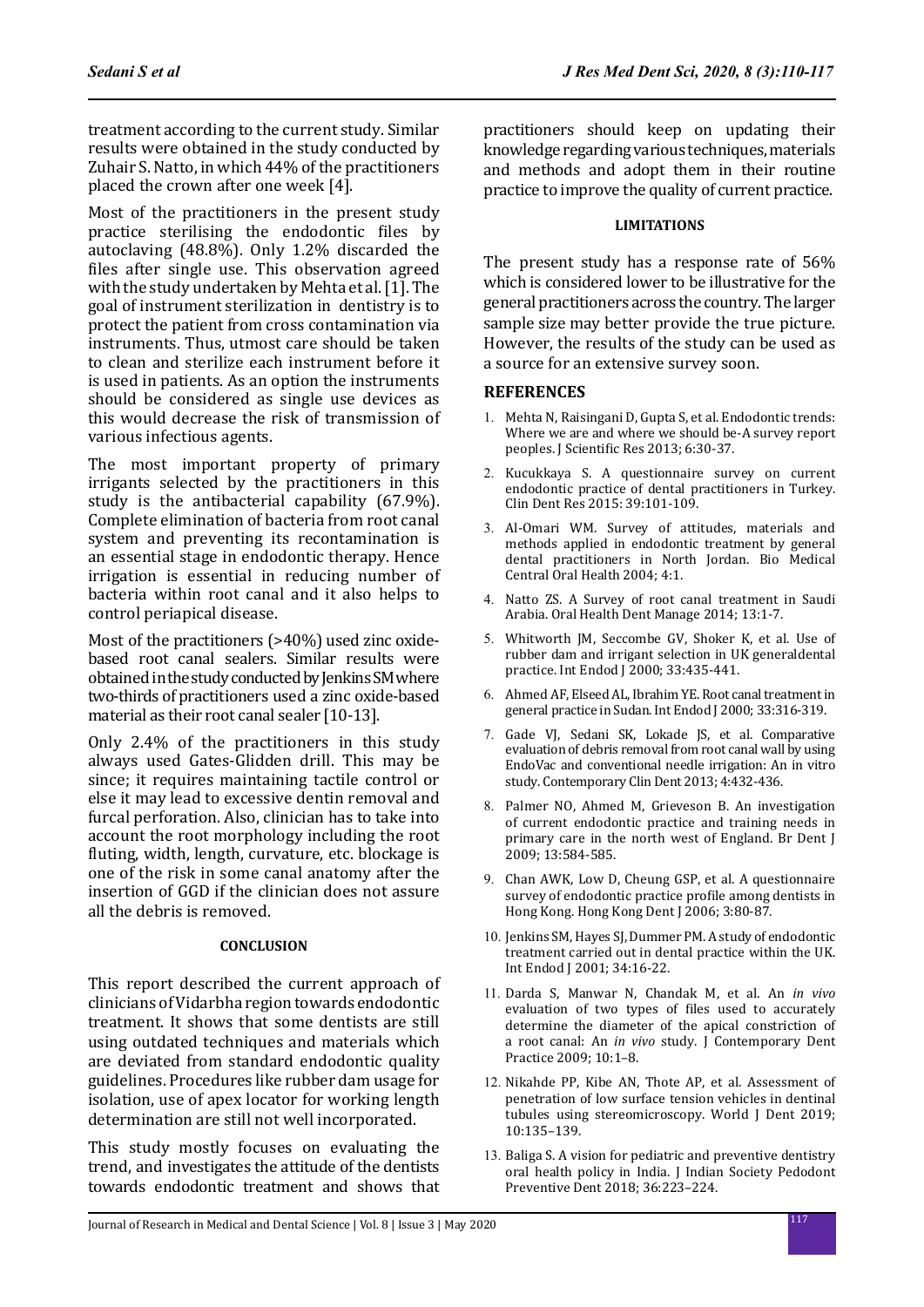treatment according to the current study. Similar results were obtained in the study conducted by Zuhair S. Natto, in which 44% of the practitioners placed the crown after one week [4].

Most of the practitioners in the present study practice sterilising the endodontic files by autoclaving (48.8%). Only 1.2% discarded the files after single use. This observation agreed with the study undertaken by Mehta et al. [1]. The goal of instrument sterilization in dentistry is to protect the patient from cross contamination via instruments. Thus, utmost care should be taken to clean and sterilize each instrument before it is used in patients. As an option the instruments should be considered as single use devices as this would decrease the risk of transmission of various infectious agents.

The most important property of primary irrigants selected by the practitioners in this study is the antibacterial capability (67.9%). Complete elimination of bacteria from root canal system and preventing its recontamination is an essential stage in endodontic therapy. Hence irrigation is essential in reducing number of bacteria within root canal and it also helps to control periapical disease.

Most of the practitioners (>40%) used zinc oxide-based root canal sealers. Similar results were obtained in the study conducted by Jenkins SM where two-thirds of practitioners used a zinc oxide-based material as their root canal sealer [10-13].

Only 2.4% of the practitioners in this study always used Gates-Glidden drill. This may be since; it requires maintaining tactile control or else it may lead to excessive dentin removal and furcal perforation. Also, clinician has to take into account the root morphology including the root fluting, width, length, curvature, etc. blockage is one of the risk in some canal anatomy after the insertion of GGD if the clinician does not assure all the debris is removed.

## CONCLUSION

This report described the current approach of clinicians of Vidarbha region towards endodontic treatment. It shows that some dentists are still using outdated techniques and materials which are deviated from standard endodontic quality guidelines. Procedures like rubber dam usage for isolation, use of apex locator for working length determination are still not well incorporated.

This study mostly focuses on evaluating the trend, and investigates the attitude of the dentists towards endodontic treatment and shows that practitioners should keep on updating their knowledge regarding various techniques, materials and methods and adopt them in their routine practice to improve the quality of current practice.

## LIMITATIONS

The present study has a response rate of 56% which is considered lower to be illustrative for the general practitioners across the country. The larger sample size may better provide the true picture. However, the results of the study can be used as a source for an extensive survey soon.

## REFERENCES

1. Mehta N, Raisingani D, Gupta S, et al. Endodontic trends: Where we are and where we should be-A survey report peoples. J Scientific Res 2013; 6:30-37.
2. Kucukkaya S. A questionnaire survey on current endodontic practice of dental practitioners in Turkey. Clin Dent Res 2015: 39:101-109.
3. Al-Omari WM. Survey of attitudes, materials and methods applied in endodontic treatment by general dental practitioners in North Jordan. Bio Medical Central Oral Health 2004; 4:1.
4. Natto ZS. A Survey of root canal treatment in Saudi Arabia. Oral Health Dent Manage 2014; 13:1-7.
5. Whitworth JM, Seccombe GV, Shoker K, et al. Use of rubber dam and irrigant selection in UK generaldental practice. Int Endod J 2000; 33:435-441.
6. Ahmed AF, Elseed AL, Ibrahim YE. Root canal treatment in general practice in Sudan. Int Endod J 2000; 33:316-319.
7. Gade VJ, Sedani SK, Lokade JS, et al. Comparative evaluation of debris removal from root canal wall by using EndoVac and conventional needle irrigation: An in vitro study. Contemporary Clin Dent 2013; 4:432-436.
8. Palmer NO, Ahmed M, Grieveson B. An investigation of current endodontic practice and training needs in primary care in the north west of England. Br Dent J 2009; 13:584-585.
9. Chan AWK, Low D, Cheung GSP, et al. A questionnaire survey of endodontic practice profile among dentists in Hong Kong. Hong Kong Dent J 2006; 3:80-87.
10. Jenkins SM, Hayes SJ, Dummer PM. A study of endodontic treatment carried out in dental practice within the UK. Int Endod J 2001; 34:16-22.
11. Darda S, Manwar N, Chandak M, et al. An *in vivo* evaluation of two types of files used to accurately determine the diameter of the apical constriction of a root canal: An *in vivo* study. J Contemporary Dent Practice 2009; 10:1–8.
12. Nikahde PP, Kibe AN, Thote AP, et al. Assessment of penetration of low surface tension vehicles in dentinal tubules using stereomicroscopy. World J Dent 2019; 10:135–139.
13. Baliga S. A vision for pediatric and preventive dentistry oral health policy in India. J Indian Society Pedodont Preventive Dent 2018; 36:223–224.